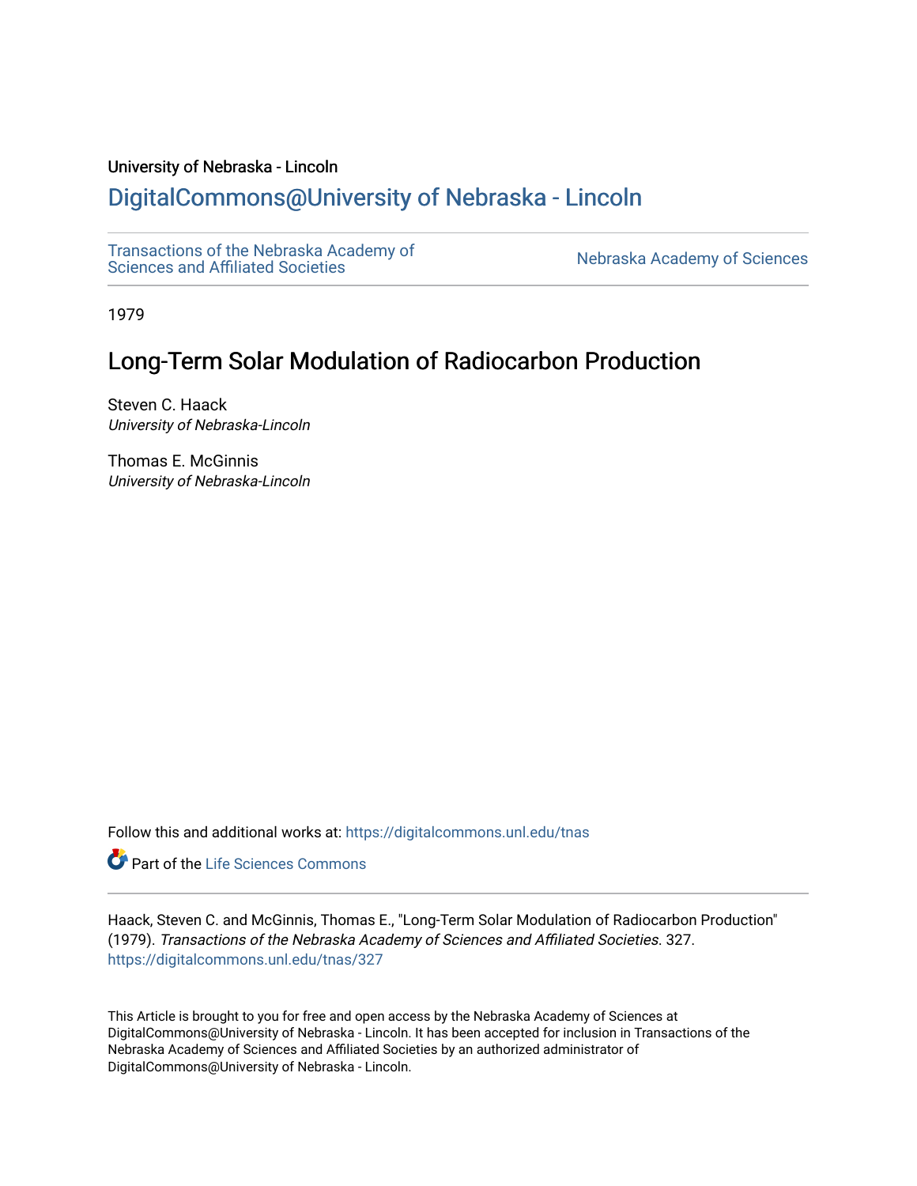University of Nebraska - Lincoln

## DigitalCommons@University of Nebraska - Lincoln

Transactions of the Nebraska Academy of Sciences and Affiliated Societies

Nebraska Academy of Sciences

1979

# Long-Term Solar Modulation of Radiocarbon Production

Steven C. Haack
*University of Nebraska-Lincoln*

Thomas E. McGinnis
*University of Nebraska-Lincoln*

Follow this and additional works at: https://digitalcommons.unl.edu/tnas

Part of the Life Sciences Commons

Haack, Steven C. and McGinnis, Thomas E., "Long-Term Solar Modulation of Radiocarbon Production" (1979). *Transactions of the Nebraska Academy of Sciences and Affiliated Societies*. 327.
https://digitalcommons.unl.edu/tnas/327

This Article is brought to you for free and open access by the Nebraska Academy of Sciences at DigitalCommons@University of Nebraska - Lincoln. It has been accepted for inclusion in Transactions of the Nebraska Academy of Sciences and Affiliated Societies by an authorized administrator of DigitalCommons@University of Nebraska - Lincoln.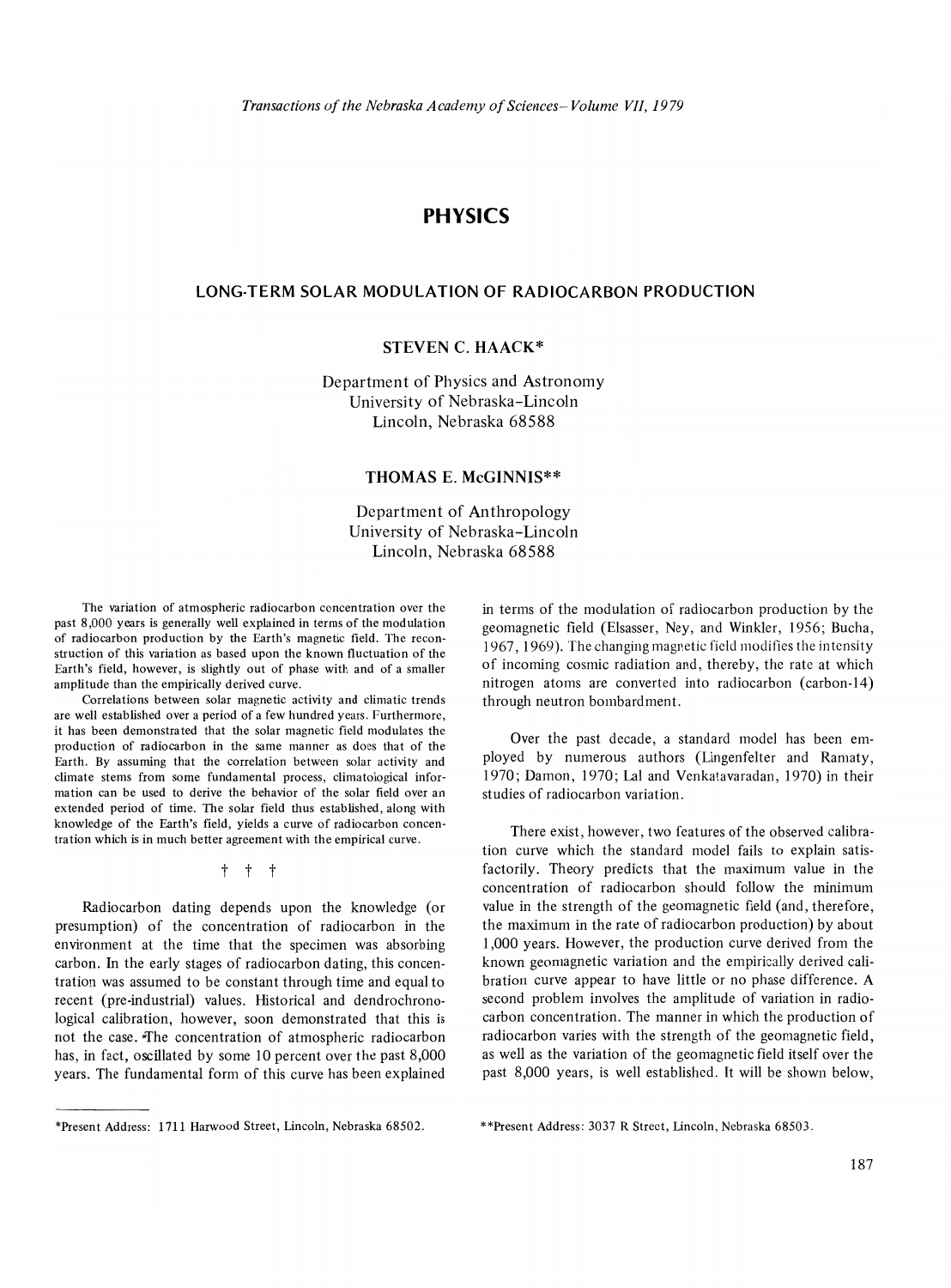# PHYSICS

## LONG-TERM SOLAR MODULATION OF RADIOCARBON PRODUCTION

### STEVEN C. HAACK*

Department of Physics and Astronomy
University of Nebraska–Lincoln
Lincoln, Nebraska 68588

### THOMAS E. McGINNIS**

Department of Anthropology
University of Nebraska–Lincoln
Lincoln, Nebraska 68588

The variation of atmospheric radiocarbon concentration over the past 8,000 years is generally well explained in terms of the modulation of radiocarbon production by the Earth's magnetic field. The reconstruction of this variation as based upon the known fluctuation of the Earth's field, however, is slightly out of phase with and of a smaller amplitude than the empirically derived curve.

Correlations between solar magnetic activity and climatic trends are well established over a period of a few hundred years. Furthermore, it has been demonstrated that the solar magnetic field modulates the production of radiocarbon in the same manner as does that of the Earth. By assuming that the correlation between solar activity and climate stems from some fundamental process, climatological information can be used to derive the behavior of the solar field over an extended period of time. The solar field thus established, along with knowledge of the Earth's field, yields a curve of radiocarbon concentration which is in much better agreement with the empirical curve.

† † †

Radiocarbon dating depends upon the knowledge (or presumption) of the concentration of radiocarbon in the environment at the time that the specimen was absorbing carbon. In the early stages of radiocarbon dating, this concentration was assumed to be constant through time and equal to recent (pre-industrial) values. Historical and dendrochronological calibration, however, soon demonstrated that this is not the case. The concentration of atmospheric radiocarbon has, in fact, oscillated by some 10 percent over the past 8,000 years. The fundamental form of this curve has been explained in terms of the modulation of radiocarbon production by the geomagnetic field (Elsasser, Ney, and Winkler, 1956; Bucha, 1967, 1969). The changing magnetic field modifies the intensity of incoming cosmic radiation and, thereby, the rate at which nitrogen atoms are converted into radiocarbon (carbon-14) through neutron bombardment.

Over the past decade, a standard model has been employed by numerous authors (Lingenfelter and Ramaty, 1970; Damon, 1970; Lal and Venkatavaradan, 1970) in their studies of radiocarbon variation.

There exist, however, two features of the observed calibration curve which the standard model fails to explain satisfactorily. Theory predicts that the maximum value in the concentration of radiocarbon should follow the minimum value in the strength of the geomagnetic field (and, therefore, the maximum in the rate of radiocarbon production) by about 1,000 years. However, the production curve derived from the known geomagnetic variation and the empirically derived calibration curve appear to have little or no phase difference. A second problem involves the amplitude of variation in radiocarbon concentration. The manner in which the production of radiocarbon varies with the strength of the geomagnetic field, as well as the variation of the geomagnetic field itself over the past 8,000 years, is well established. It will be shown below,

*Present Address: 1711 Harwood Street, Lincoln, Nebraska 68502.

**Present Address: 3037 R Street, Lincoln, Nebraska 68503.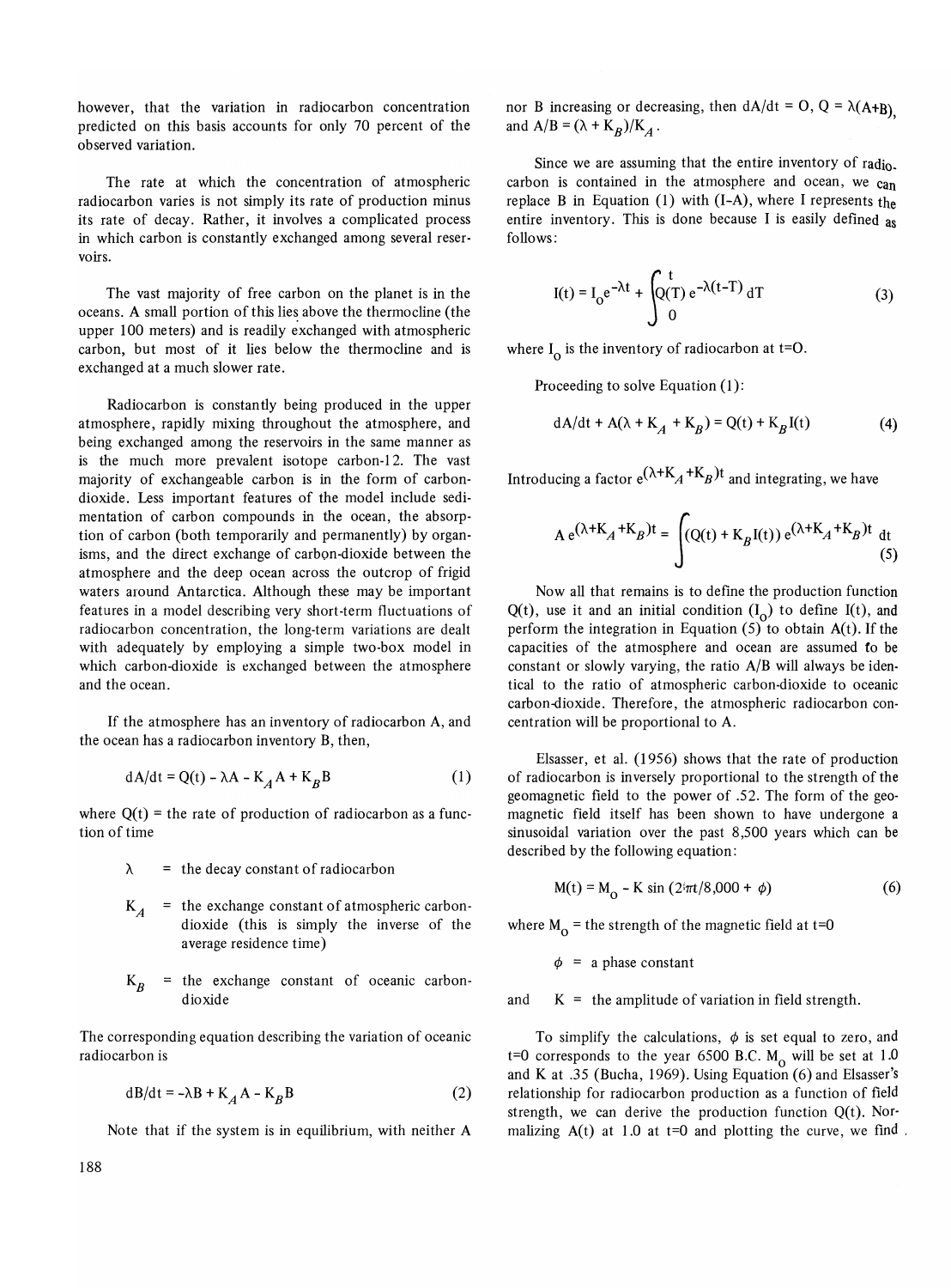however, that the variation in radiocarbon concentration predicted on this basis accounts for only 70 percent of the observed variation.

The rate at which the concentration of atmospheric radiocarbon varies is not simply its rate of production minus its rate of decay. Rather, it involves a complicated process in which carbon is constantly exchanged among several reservoirs.

The vast majority of free carbon on the planet is in the oceans. A small portion of this lies above the thermocline (the upper 100 meters) and is readily exchanged with atmospheric carbon, but most of it lies below the thermocline and is exchanged at a much slower rate.

Radiocarbon is constantly being produced in the upper atmosphere, rapidly mixing throughout the atmosphere, and being exchanged among the reservoirs in the same manner as is the much more prevalent isotope carbon-12. The vast majority of exchangeable carbon is in the form of carbon-dioxide. Less important features of the model include sedimentation of carbon compounds in the ocean, the absorption of carbon (both temporarily and permanently) by organisms, and the direct exchange of carbon-dioxide between the atmosphere and the deep ocean across the outcrop of frigid waters around Antarctica. Although these may be important features in a model describing very short-term fluctuations of radiocarbon concentration, the long-term variations are dealt with adequately by employing a simple two-box model in which carbon-dioxide is exchanged between the atmosphere and the ocean.

If the atmosphere has an inventory of radiocarbon A, and the ocean has a radiocarbon inventory B, then,

$$dA/dt = Q(t) - \lambda A - K_A A + K_B B \tag{1}$$

where Q(t) = the rate of production of radiocarbon as a function of time

- $\lambda$ = the decay constant of radiocarbon
- $K_A$ = the exchange constant of atmospheric carbon-dioxide (this is simply the inverse of the average residence time)
- $K_B$ = the exchange constant of oceanic carbon-dioxide

The corresponding equation describing the variation of oceanic radiocarbon is

$$dB/dt = -\lambda B + K_A A - K_B B \tag{2}$$

Note that if the system is in equilibrium, with neither A nor B increasing or decreasing, then $dA/dt = O$, $Q = \lambda(A+B)$, and $A/B = (\lambda + K_B)/K_A$.

Since we are assuming that the entire inventory of radiocarbon is contained in the atmosphere and ocean, we can replace B in Equation (1) with (I-A), where I represents the entire inventory. This is done because I is easily defined as follows:

$$I(t) = I_o e^{-\lambda t} + \int_0^t Q(T)\, e^{-\lambda(t-T)}\, dT \tag{3}$$

where $I_o$ is the inventory of radiocarbon at t=O.

Proceeding to solve Equation (1):

$$dA/dt + A(\lambda + K_A + K_B) = Q(t) + K_B I(t) \tag{4}$$

Introducing a factor $e^{(\lambda+K_A+K_B)t}$ and integrating, we have

$$A\, e^{(\lambda+K_A+K_B)t} = \int (Q(t) + K_B I(t))\, e^{(\lambda+K_A+K_B)t}\, dt \tag{5}$$

Now all that remains is to define the production function Q(t), use it and an initial condition ($I_o$) to define I(t), and perform the integration in Equation (5) to obtain A(t). If the capacities of the atmosphere and ocean are assumed to be constant or slowly varying, the ratio A/B will always be identical to the ratio of atmospheric carbon-dioxide to oceanic carbon-dioxide. Therefore, the atmospheric radiocarbon concentration will be proportional to A.

Elsasser, et al. (1956) shows that the rate of production of radiocarbon is inversely proportional to the strength of the geomagnetic field to the power of .52. The form of the geomagnetic field itself has been shown to have undergone a sinusoidal variation over the past 8,500 years which can be described by the following equation:

$$M(t) = M_o - K \sin(2\pi t/8{,}000 + \phi) \tag{6}$$

where $M_o$ = the strength of the magnetic field at t=0

$\phi$ = a phase constant

and K = the amplitude of variation in field strength.

To simplify the calculations, $\phi$ is set equal to zero, and t=0 corresponds to the year 6500 B.C. $M_o$ will be set at 1.0 and K at .35 (Bucha, 1969). Using Equation (6) and Elsasser's relationship for radiocarbon production as a function of field strength, we can derive the production function Q(t). Normalizing A(t) at 1.0 at t=0 and plotting the curve, we find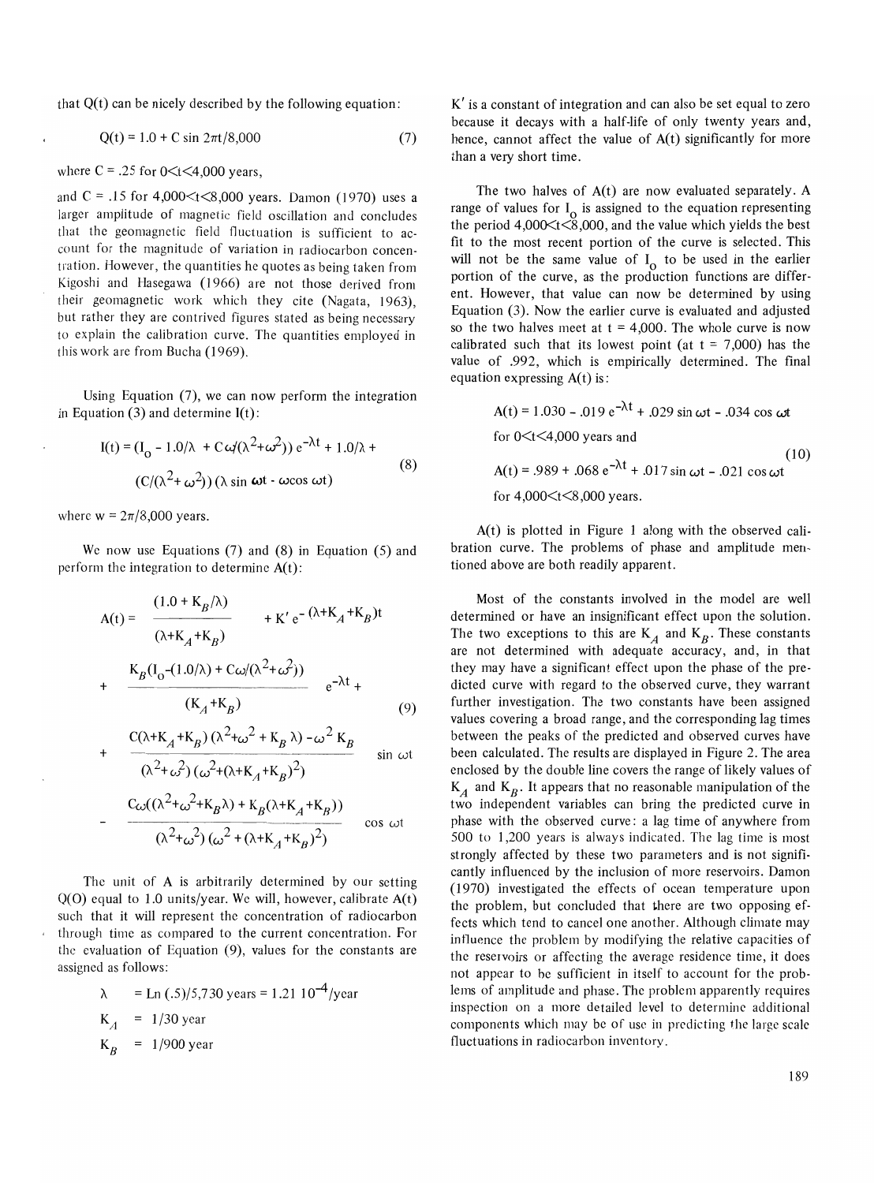that Q(t) can be nicely described by the following equation:

$$Q(t) = 1.0 + C \sin 2\pi t/8{,}000 \tag{7}$$

where C = .25 for 0<t<4,000 years,

and C = .15 for 4,000<t<8,000 years. Damon (1970) uses a larger amplitude of magnetic field oscillation and concludes that the geomagnetic field fluctuation is sufficient to account for the magnitude of variation in radiocarbon concentration. However, the quantities he quotes as being taken from Kigoshi and Hasegawa (1966) are not those derived from their geomagnetic work which they cite (Nagata, 1963), but rather they are contrived figures stated as being necessary to explain the calibration curve. The quantities employed in this work are from Bucha (1969).

Using Equation (7), we can now perform the integration in Equation (3) and determine I(t):

$$I(t) = (I_0 - 1.0/\lambda + C\omega/(\lambda^2+\omega^2))\, e^{-\lambda t} + 1.0/\lambda + (C/(\lambda^2+\omega^2))\,(\lambda \sin \omega t - \omega \cos \omega t) \tag{8}$$

where w = 2π/8,000 years.

We now use Equations (7) and (8) in Equation (5) and perform the integration to determine A(t):

$$A(t) = \frac{(1.0 + K_B/\lambda)}{(\lambda+K_A+K_B)} + K' e^{-(\lambda+K_A+K_B)t} + \frac{K_B(I_0-(1.0/\lambda) + C\omega/(\lambda^2+\omega^2))}{(K_A+K_B)} e^{-\lambda t} + \frac{C(\lambda+K_A+K_B)(\lambda^2+\omega^2 + K_B\lambda) - \omega^2 K_B}{(\lambda^2+\omega^2)(\omega^2+(\lambda+K_A+K_B)^2)} \sin \omega t - \frac{C\omega((\lambda^2+\omega^2+K_B\lambda) + K_B(\lambda+K_A+K_B))}{(\lambda^2+\omega^2)(\omega^2 + (\lambda+K_A+K_B)^2)} \cos \omega t \tag{9}$$

The unit of A is arbitrarily determined by our setting Q(O) equal to 1.0 units/year. We will, however, calibrate A(t) such that it will represent the concentration of radiocarbon through time as compared to the current concentration. For the evaluation of Equation (9), values for the constants are assigned as follows:

$\lambda$ = Ln (.5)/5,730 years = 1.21 $10^{-4}$/year

$K_A$ = 1/30 year

$K_B$ = 1/900 year

K′ is a constant of integration and can also be set equal to zero because it decays with a half-life of only twenty years and, hence, cannot affect the value of A(t) significantly for more than a very short time.

The two halves of A(t) are now evaluated separately. A range of values for $I_0$ is assigned to the equation representing the period 4,000<t<8,000, and the value which yields the best fit to the most recent portion of the curve is selected. This will not be the same value of $I_0$ to be used in the earlier portion of the curve, as the production functions are different. However, that value can now be determined by using Equation (3). Now the earlier curve is evaluated and adjusted so the two halves meet at t = 4,000. The whole curve is now calibrated such that its lowest point (at t = 7,000) has the value of .992, which is empirically determined. The final equation expressing A(t) is:

$$A(t) = 1.030 - .019\, e^{-\lambda t} + .029 \sin \omega t - .034 \cos \omega t$$

for 0<t<4,000 years and

$$A(t) = .989 + .068\, e^{-\lambda t} + .017 \sin \omega t - .021 \cos \omega t \tag{10}$$

for 4,000<t<8,000 years.

A(t) is plotted in Figure 1 along with the observed calibration curve. The problems of phase and amplitude mentioned above are both readily apparent.

Most of the constants involved in the model are well determined or have an insignificant effect upon the solution. The two exceptions to this are $K_A$ and $K_B$. These constants are not determined with adequate accuracy, and, in that they may have a significant effect upon the phase of the predicted curve with regard to the observed curve, they warrant further investigation. The two constants have been assigned values covering a broad range, and the corresponding lag times between the peaks of the predicted and observed curves have been calculated. The results are displayed in Figure 2. The area enclosed by the double line covers the range of likely values of $K_A$ and $K_B$. It appears that no reasonable manipulation of the two independent variables can bring the predicted curve in phase with the observed curve: a lag time of anywhere from 500 to 1,200 years is always indicated. The lag time is most strongly affected by these two parameters and is not significantly influenced by the inclusion of more reservoirs. Damon (1970) investigated the effects of ocean temperature upon the problem, but concluded that there are two opposing effects which tend to cancel one another. Although climate may influence the problem by modifying the relative capacities of the reservoirs or affecting the average residence time, it does not appear to be sufficient in itself to account for the problems of amplitude and phase. The problem apparently requires inspection on a more detailed level to determine additional components which may be of use in predicting the large scale fluctuations in radiocarbon inventory.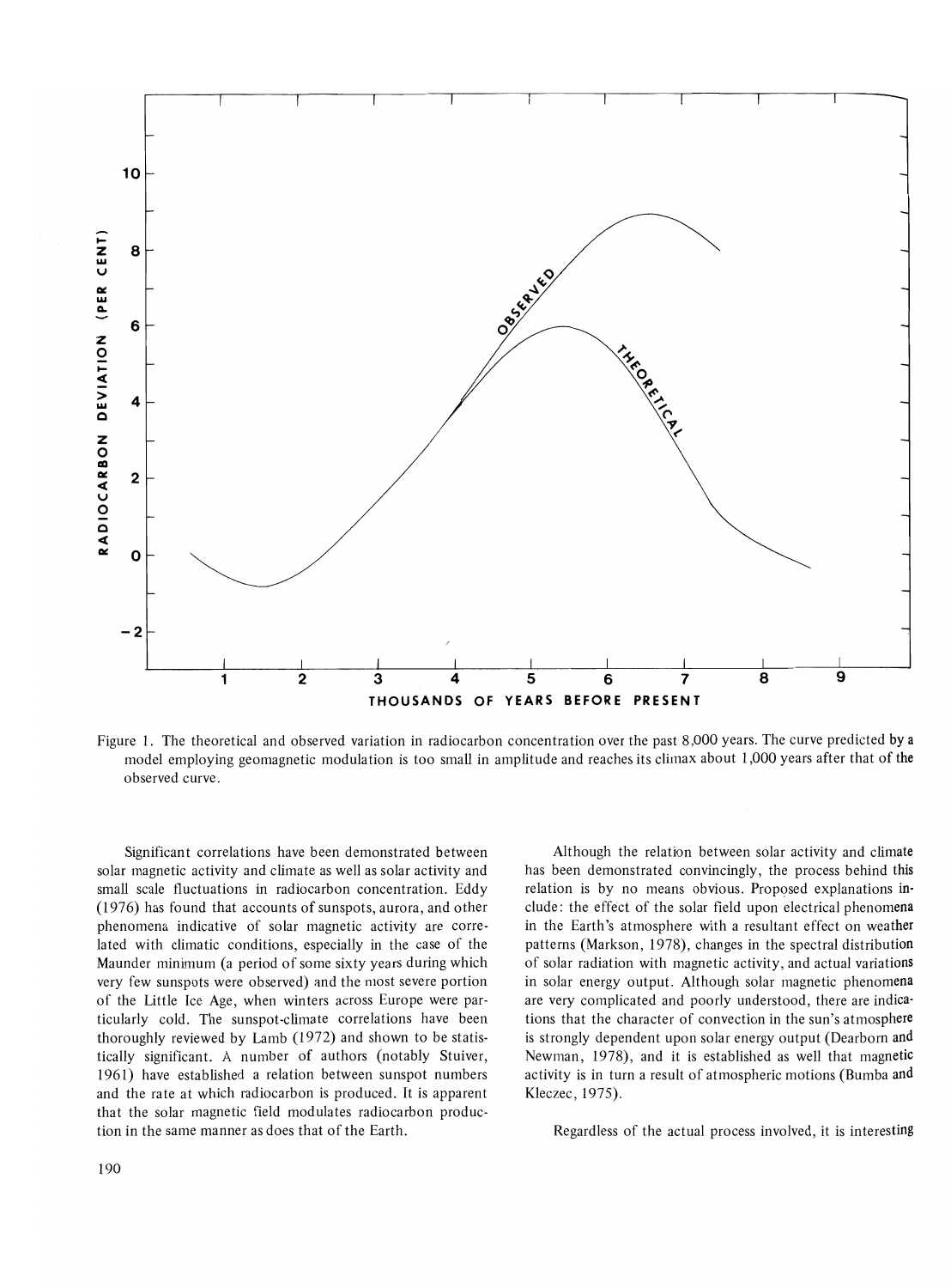Figure 1. The theoretical and observed variation in radiocarbon concentration over the past 8,000 years. The curve predicted by a model employing geomagnetic modulation is too small in amplitude and reaches its climax about 1,000 years after that of the observed curve.

Significant correlations have been demonstrated between solar magnetic activity and climate as well as solar activity and small scale fluctuations in radiocarbon concentration. Eddy (1976) has found that accounts of sunspots, aurora, and other phenomena indicative of solar magnetic activity are correlated with climatic conditions, especially in the case of the Maunder minimum (a period of some sixty years during which very few sunspots were observed) and the most severe portion of the Little Ice Age, when winters across Europe were particularly cold. The sunspot-climate correlations have been thoroughly reviewed by Lamb (1972) and shown to be statistically significant. A number of authors (notably Stuiver, 1961) have established a relation between sunspot numbers and the rate at which radiocarbon is produced. It is apparent that the solar magnetic field modulates radiocarbon production in the same manner as does that of the Earth.

Although the relation between solar activity and climate has been demonstrated convincingly, the process behind this relation is by no means obvious. Proposed explanations include: the effect of the solar field upon electrical phenomena in the Earth's atmosphere with a resultant effect on weather patterns (Markson, 1978), changes in the spectral distribution of solar radiation with magnetic activity, and actual variations in solar energy output. Although solar magnetic phenomena are very complicated and poorly understood, there are indications that the character of convection in the sun's atmosphere is strongly dependent upon solar energy output (Dearborn and Newman, 1978), and it is established as well that magnetic activity is in turn a result of atmospheric motions (Bumba and Kleczec, 1975).

Regardless of the actual process involved, it is interesting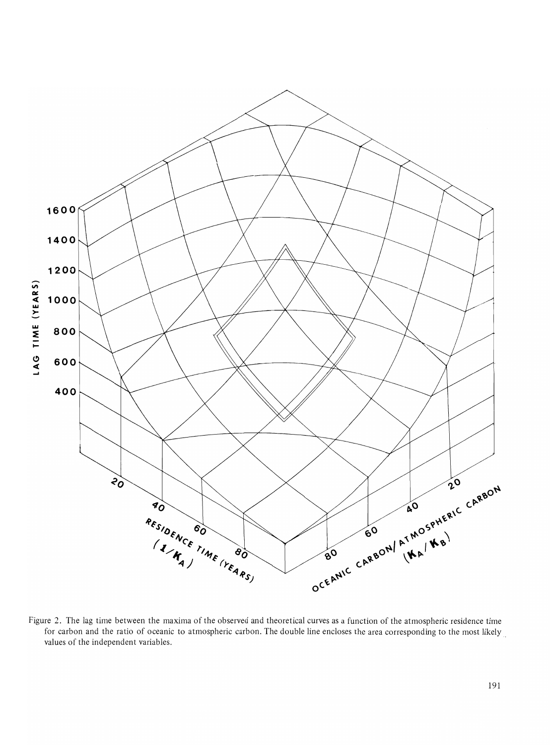Figure 2. The lag time between the maxima of the observed and theoretical curves as a function of the atmospheric residence time for carbon and the ratio of oceanic to atmospheric carbon. The double line encloses the area corresponding to the most likely values of the independent variables.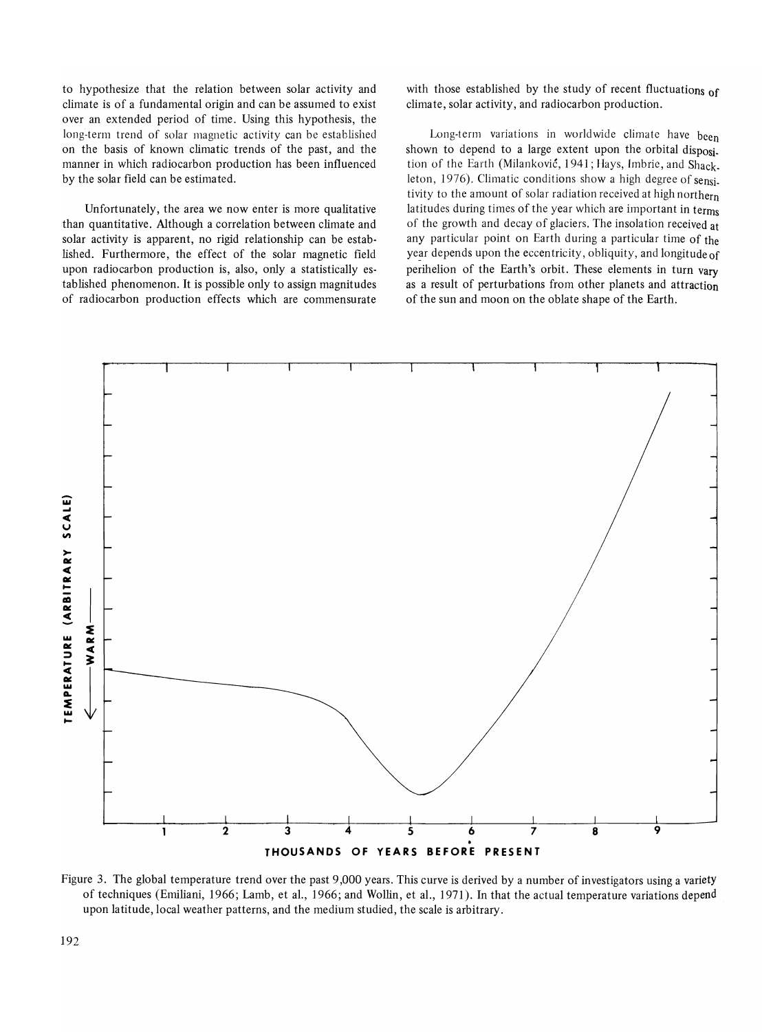to hypothesize that the relation between solar activity and climate is of a fundamental origin and can be assumed to exist over an extended period of time. Using this hypothesis, the long-term trend of solar magnetic activity can be established on the basis of known climatic trends of the past, and the manner in which radiocarbon production has been influenced by the solar field can be estimated.

Unfortunately, the area we now enter is more qualitative than quantitative. Although a correlation between climate and solar activity is apparent, no rigid relationship can be established. Furthermore, the effect of the solar magnetic field upon radiocarbon production is, also, only a statistically established phenomenon. It is possible only to assign magnitudes of radiocarbon production effects which are commensurate with those established by the study of recent fluctuations of climate, solar activity, and radiocarbon production.

Long-term variations in worldwide climate have been shown to depend to a large extent upon the orbital disposition of the Earth (Milanković, 1941; Hays, Imbrie, and Shackleton, 1976). Climatic conditions show a high degree of sensitivity to the amount of solar radiation received at high northern latitudes during times of the year which are important in terms of the growth and decay of glaciers. The insolation received at any particular point on Earth during a particular time of the year depends upon the eccentricity, obliquity, and longitude of perihelion of the Earth's orbit. These elements in turn vary as a result of perturbations from other planets and attraction of the sun and moon on the oblate shape of the Earth.

Figure 3. The global temperature trend over the past 9,000 years. This curve is derived by a number of investigators using a variety of techniques (Emiliani, 1966; Lamb, et al., 1966; and Wollin, et al., 1971). In that the actual temperature variations depend upon latitude, local weather patterns, and the medium studied, the scale is arbitrary.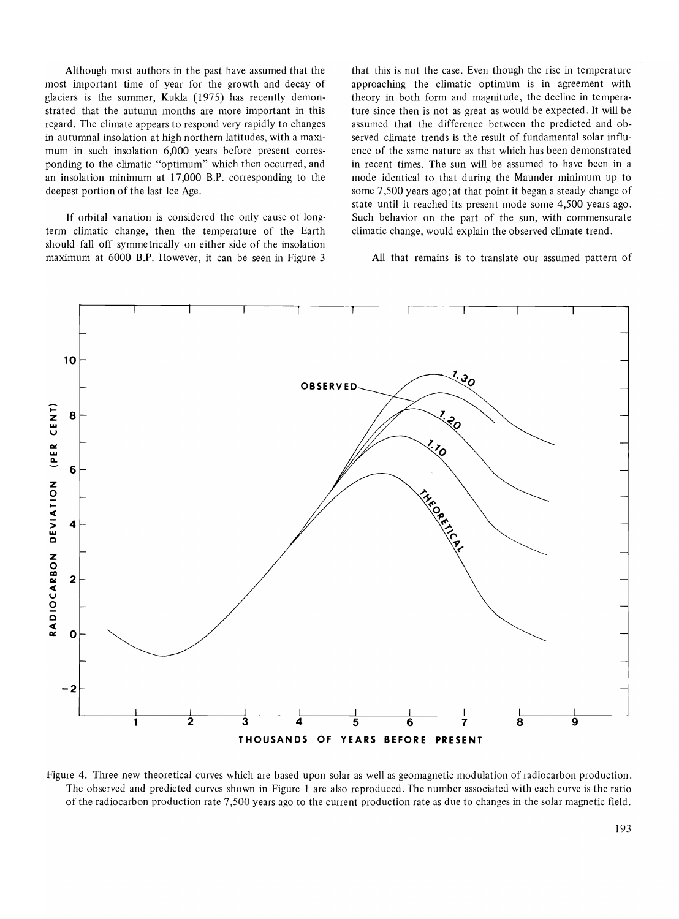Although most authors in the past have assumed that the most important time of year for the growth and decay of glaciers is the summer, Kukla (1975) has recently demonstrated that the autumn months are more important in this regard. The climate appears to respond very rapidly to changes in autumnal insolation at high northern latitudes, with a maximum in such insolation 6,000 years before present corresponding to the climatic "optimum" which then occurred, and an insolation minimum at 17,000 B.P. corresponding to the deepest portion of the last Ice Age.

If orbital variation is considered the only cause of long-term climatic change, then the temperature of the Earth should fall off symmetrically on either side of the insolation maximum at 6000 B.P. However, it can be seen in Figure 3 that this is not the case. Even though the rise in temperature approaching the climatic optimum is in agreement with theory in both form and magnitude, the decline in temperature since then is not as great as would be expected. It will be assumed that the difference between the predicted and observed climate trends is the result of fundamental solar influence of the same nature as that which has been demonstrated in recent times. The sun will be assumed to have been in a mode identical to that during the Maunder minimum up to some 7,500 years ago; at that point it began a steady change of state until it reached its present mode some 4,500 years ago. Such behavior on the part of the sun, with commensurate climatic change, would explain the observed climate trend.

All that remains is to translate our assumed pattern of

Figure 4. Three new theoretical curves which are based upon solar as well as geomagnetic modulation of radiocarbon production. The observed and predicted curves shown in Figure 1 are also reproduced. The number associated with each curve is the ratio of the radiocarbon production rate 7,500 years ago to the current production rate as due to changes in the solar magnetic field.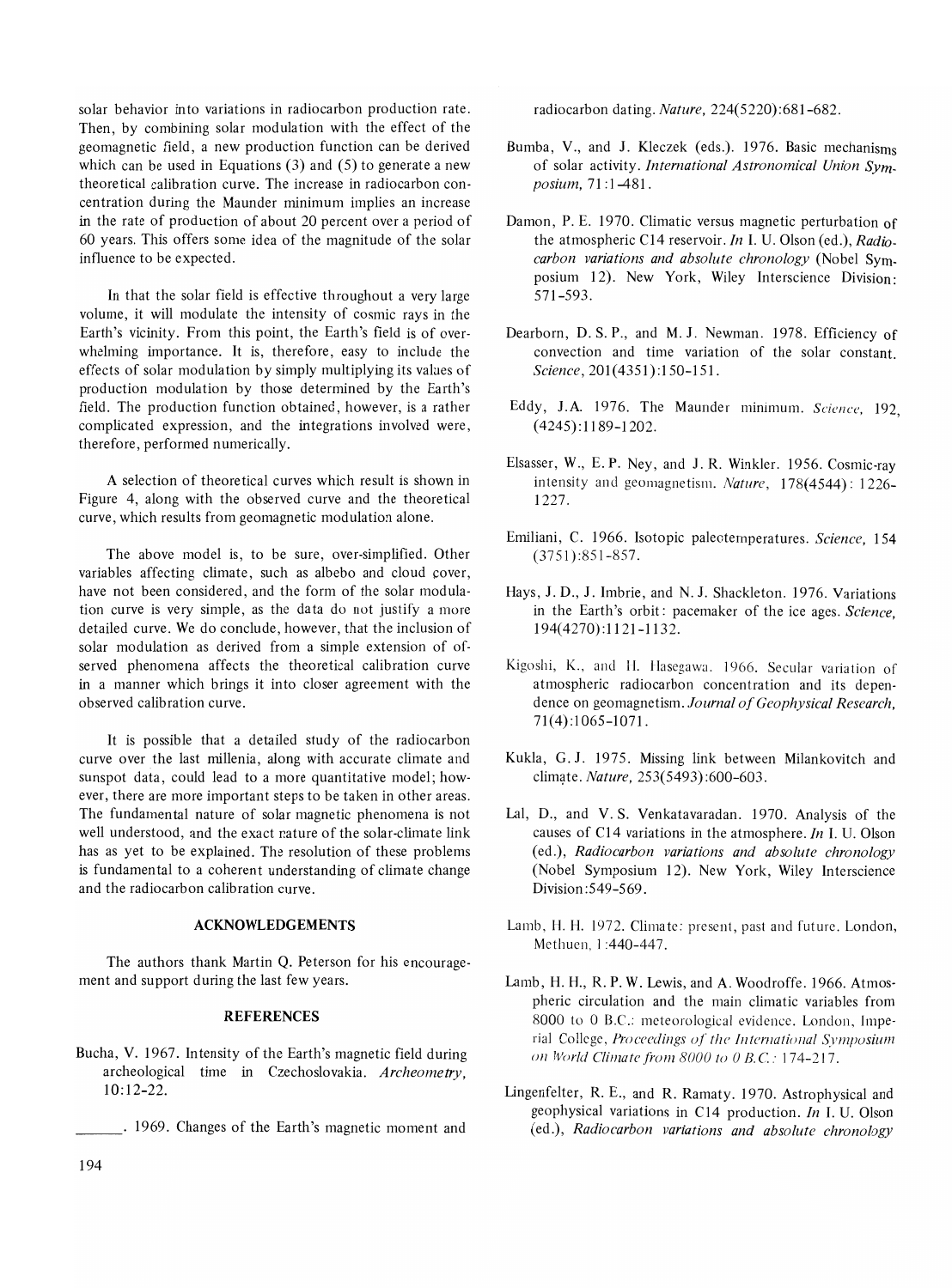solar behavior into variations in radiocarbon production rate. Then, by combining solar modulation with the effect of the geomagnetic field, a new production function can be derived which can be used in Equations (3) and (5) to generate a new theoretical calibration curve. The increase in radiocarbon concentration during the Maunder minimum implies an increase in the rate of production of about 20 percent over a period of 60 years. This offers some idea of the magnitude of the solar influence to be expected.

In that the solar field is effective throughout a very large volume, it will modulate the intensity of cosmic rays in the Earth's vicinity. From this point, the Earth's field is of overwhelming importance. It is, therefore, easy to include the effects of solar modulation by simply multiplying its values of production modulation by those determined by the Earth's field. The production function obtained, however, is a rather complicated expression, and the integrations involved were, therefore, performed numerically.

A selection of theoretical curves which result is shown in Figure 4, along with the observed curve and the theoretical curve, which results from geomagnetic modulation alone.

The above model is, to be sure, over-simplified. Other variables affecting climate, such as albebo and cloud cover, have not been considered, and the form of the solar modulation curve is very simple, as the data do not justify a more detailed curve. We do conclude, however, that the inclusion of solar modulation as derived from a simple extension of observed phenomena affects the theoretical calibration curve in a manner which brings it into closer agreement with the observed calibration curve.

It is possible that a detailed study of the radiocarbon curve over the last millenia, along with accurate climate and sunspot data, could lead to a more quantitative model; however, there are more important steps to be taken in other areas. The fundamental nature of solar magnetic phenomena is not well understood, and the exact nature of the solar-climate link has as yet to be explained. The resolution of these problems is fundamental to a coherent understanding of climate change and the radiocarbon calibration curve.

## ACKNOWLEDGEMENTS

The authors thank Martin Q. Peterson for his encouragement and support during the last few years.

## REFERENCES

Bucha, V. 1967. Intensity of the Earth's magnetic field during archeological time in Czechoslovakia. *Archeometry,* 10:12-22.

______. 1969. Changes of the Earth's magnetic moment and radiocarbon dating. *Nature,* 224(5220):681-682.

Bumba, V., and J. Kleczek (eds.). 1976. Basic mechanisms of solar activity. *International Astronomical Union Symposium,* 71:1-481.

Damon, P. E. 1970. Climatic versus magnetic perturbation of the atmospheric C14 reservoir. *In* I. U. Olson (ed.), *Radiocarbon variations and absolute chronology* (Nobel Symposium 12). New York, Wiley Interscience Division: 571-593.

Dearborn, D. S. P., and M. J. Newman. 1978. Efficiency of convection and time variation of the solar constant. *Science,* 201(4351):150-151.

Eddy, J.A. 1976. The Maunder minimum. *Science,* 192, (4245):1189-1202.

Elsasser, W., E. P. Ney, and J. R. Winkler. 1956. Cosmic-ray intensity and geomagnetism. *Nature,* 178(4544): 1226-1227.

Emiliani, C. 1966. Isotopic paleotemperatures. *Science,* 154 (3751):851-857.

Hays, J. D., J. Imbrie, and N. J. Shackleton. 1976. Variations in the Earth's orbit: pacemaker of the ice ages. *Science,* 194(4270):1121-1132.

Kigoshi, K., and H. Hasegawa. 1966. Secular variation of atmospheric radiocarbon concentration and its dependence on geomagnetism. *Journal of Geophysical Research,* 71(4):1065-1071.

Kukla, G. J. 1975. Missing link between Milankovitch and climate. *Nature,* 253(5493):600-603.

Lal, D., and V. S. Venkatavaradan. 1970. Analysis of the causes of C14 variations in the atmosphere. *In* I. U. Olson (ed.), *Radiocarbon variations and absolute chronology* (Nobel Symposium 12). New York, Wiley Interscience Division:549-569.

Lamb, H. H. 1972. Climate: present, past and future. London, Methuen, 1:440-447.

Lamb, H. H., R. P. W. Lewis, and A. Woodroffe. 1966. Atmospheric circulation and the main climatic variables from 8000 to 0 B.C.: meteorological evidence. London, Imperial College, *Proceedings of the International Symposium on World Climate from 8000 to 0 B.C.*: 174-217.

Lingenfelter, R. E., and R. Ramaty. 1970. Astrophysical and geophysical variations in C14 production. *In* I. U. Olson (ed.), *Radiocarbon variations and absolute chronology*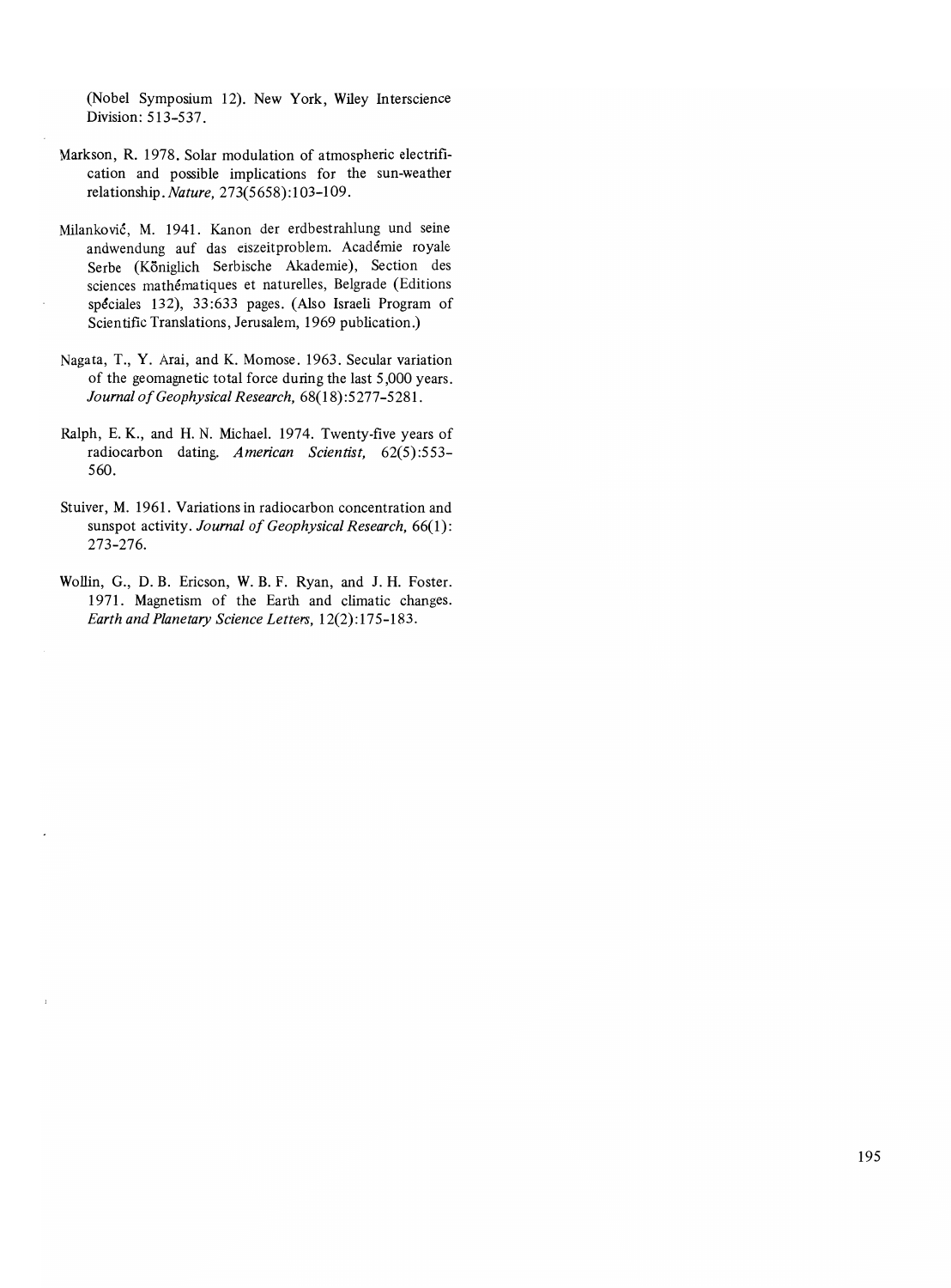(Nobel Symposium 12). New York, Wiley Interscience Division: 513-537.

Markson, R. 1978. Solar modulation of atmospheric electrification and possible implications for the sun-weather relationship. *Nature,* 273(5658):103-109.

Milanković, M. 1941. Kanon der erdbestrahlung und seine andwendung auf das eiszeitproblem. Académie royale Serbe (Kõniglich Serbische Akademie), Section des sciences mathématiques et naturelles, Belgrade (Editions spéciales 132), 33:633 pages. (Also Israeli Program of Scientific Translations, Jerusalem, 1969 publication.)

Nagata, T., Y. Arai, and K. Momose. 1963. Secular variation of the geomagnetic total force during the last 5,000 years. *Journal of Geophysical Research,* 68(18):5277-5281.

Ralph, E. K., and H. N. Michael. 1974. Twenty-five years of radiocarbon dating. *American Scientist,* 62(5):553-560.

Stuiver, M. 1961. Variations in radiocarbon concentration and sunspot activity. *Journal of Geophysical Research,* 66(1): 273-276.

Wollin, G., D. B. Ericson, W. B. F. Ryan, and J. H. Foster. 1971. Magnetism of the Earth and climatic changes. *Earth and Planetary Science Letters,* 12(2):175-183.